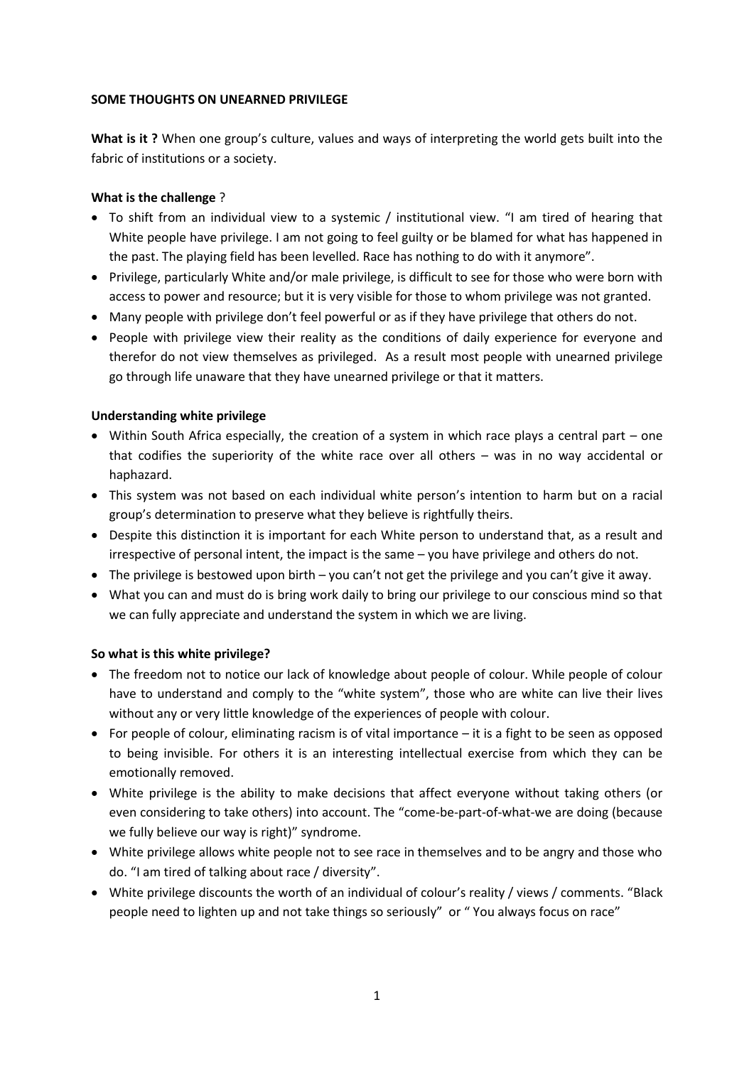**SOME THOUGHTS ON UNEARNED PRIVILEGE**

**What is it ?** When one group's culture, values and ways of interpreting the world gets built into the fabric of institutions or a society.

**What is the challenge** ?

- To shift from an individual view to a systemic / institutional view. "I am tired of hearing that White people have privilege. I am not going to feel guilty or be blamed for what has happened in the past. The playing field has been levelled. Race has nothing to do with it anymore".
- Privilege, particularly White and/or male privilege, is difficult to see for those who were born with access to power and resource; but it is very visible for those to whom privilege was not granted.
- Many people with privilege don't feel powerful or as if they have privilege that others do not.
- People with privilege view their reality as the conditions of daily experience for everyone and therefor do not view themselves as privileged. As a result most people with unearned privilege go through life unaware that they have unearned privilege or that it matters.

**Understanding white privilege**

- Within South Africa especially, the creation of a system in which race plays a central part – one that codifies the superiority of the white race over all others – was in no way accidental or haphazard.
- This system was not based on each individual white person's intention to harm but on a racial group's determination to preserve what they believe is rightfully theirs.
- Despite this distinction it is important for each White person to understand that, as a result and irrespective of personal intent, the impact is the same – you have privilege and others do not.
- The privilege is bestowed upon birth – you can't not get the privilege and you can't give it away.
- What you can and must do is bring work daily to bring our privilege to our conscious mind so that we can fully appreciate and understand the system in which we are living.

**So what is this white privilege?**

- The freedom not to notice our lack of knowledge about people of colour. While people of colour have to understand and comply to the "white system", those who are white can live their lives without any or very little knowledge of the experiences of people with colour.
- For people of colour, eliminating racism is of vital importance – it is a fight to be seen as opposed to being invisible. For others it is an interesting intellectual exercise from which they can be emotionally removed.
- White privilege is the ability to make decisions that affect everyone without taking others (or even considering to take others) into account. The "come-be-part-of-what-we are doing (because we fully believe our way is right)" syndrome.
- White privilege allows white people not to see race in themselves and to be angry and those who do. "I am tired of talking about race / diversity".
- White privilege discounts the worth of an individual of colour's reality / views / comments. "Black people need to lighten up and not take things so seriously" or " You always focus on race"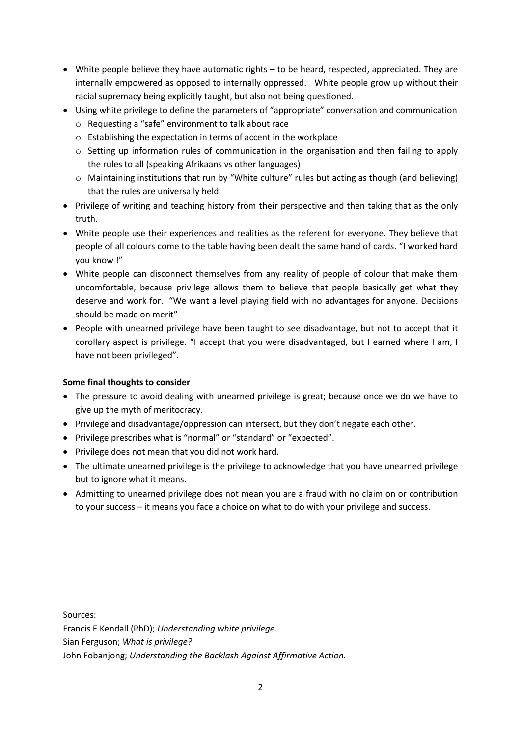- White people believe they have automatic rights – to be heard, respected, appreciated. They are internally empowered as opposed to internally oppressed. White people grow up without their racial supremacy being explicitly taught, but also not being questioned.
- Using white privilege to define the parameters of "appropriate" conversation and communication
  - Requesting a "safe" environment to talk about race
  - Establishing the expectation in terms of accent in the workplace
  - Setting up information rules of communication in the organisation and then failing to apply the rules to all (speaking Afrikaans vs other languages)
  - Maintaining institutions that run by "White culture" rules but acting as though (and believing) that the rules are universally held
- Privilege of writing and teaching history from their perspective and then taking that as the only truth.
- White people use their experiences and realities as the referent for everyone. They believe that people of all colours come to the table having been dealt the same hand of cards. "I worked hard you know !"
- White people can disconnect themselves from any reality of people of colour that make them uncomfortable, because privilege allows them to believe that people basically get what they deserve and work for. "We want a level playing field with no advantages for anyone. Decisions should be made on merit"
- People with unearned privilege have been taught to see disadvantage, but not to accept that it corollary aspect is privilege. "I accept that you were disadvantaged, but I earned where I am, I have not been privileged".

**Some final thoughts to consider**

- The pressure to avoid dealing with unearned privilege is great; because once we do we have to give up the myth of meritocracy.
- Privilege and disadvantage/oppression can intersect, but they don't negate each other.
- Privilege prescribes what is "normal" or "standard" or "expected".
- Privilege does not mean that you did not work hard.
- The ultimate unearned privilege is the privilege to acknowledge that you have unearned privilege but to ignore what it means.
- Admitting to unearned privilege does not mean you are a fraud with no claim on or contribution to your success – it means you face a choice on what to do with your privilege and success.

Sources:
Francis E Kendall (PhD); *Understanding white privilege*.
Sian Ferguson; *What is privilege?*
John Fobanjong; *Understanding the Backlash Against Affirmative Action.*